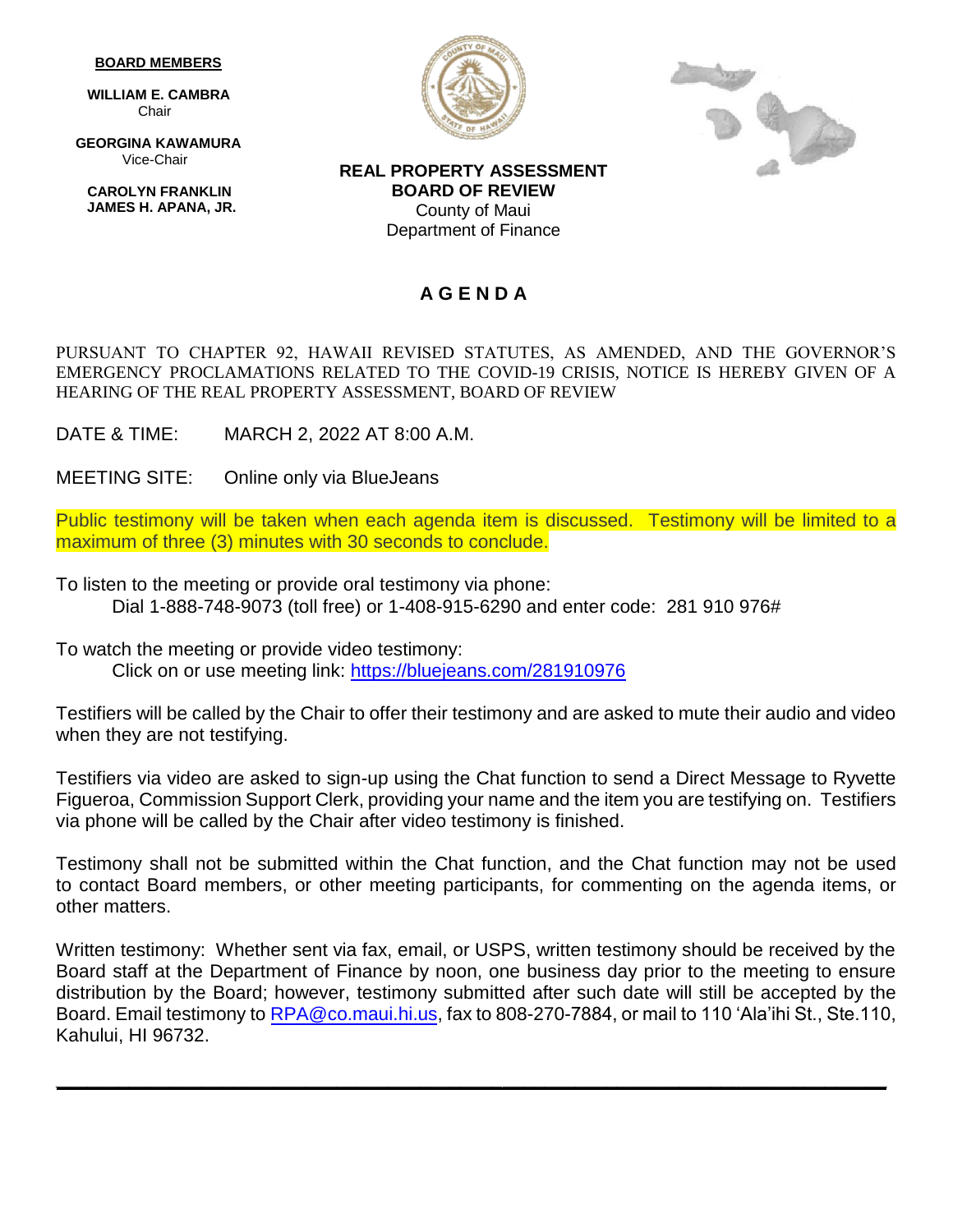**BOARD MEMBERS**

**WILLIAM E. CAMBRA**
Chair

**GEORGINA KAWAMURA**
Vice-Chair

**CAROLYN FRANKLIN**
**JAMES H. APANA, JR.**

**REAL PROPERTY ASSESSMENT**
**BOARD OF REVIEW**
County of Maui
Department of Finance

# A G E N D A

PURSUANT TO CHAPTER 92, HAWAII REVISED STATUTES, AS AMENDED, AND THE GOVERNOR'S EMERGENCY PROCLAMATIONS RELATED TO THE COVID-19 CRISIS, NOTICE IS HEREBY GIVEN OF A HEARING OF THE REAL PROPERTY ASSESSMENT, BOARD OF REVIEW

DATE & TIME: MARCH 2, 2022 AT 8:00 A.M.

MEETING SITE: Online only via BlueJeans

Public testimony will be taken when each agenda item is discussed. Testimony will be limited to a maximum of three (3) minutes with 30 seconds to conclude.

To listen to the meeting or provide oral testimony via phone:
Dial 1-888-748-9073 (toll free) or 1-408-915-6290 and enter code: 281 910 976#

To watch the meeting or provide video testimony:
Click on or use meeting link: https://bluejeans.com/281910976

Testifiers will be called by the Chair to offer their testimony and are asked to mute their audio and video when they are not testifying.

Testifiers via video are asked to sign-up using the Chat function to send a Direct Message to Ryvette Figueroa, Commission Support Clerk, providing your name and the item you are testifying on. Testifiers via phone will be called by the Chair after video testimony is finished.

Testimony shall not be submitted within the Chat function, and the Chat function may not be used to contact Board members, or other meeting participants, for commenting on the agenda items, or other matters.

Written testimony: Whether sent via fax, email, or USPS, written testimony should be received by the Board staff at the Department of Finance by noon, one business day prior to the meeting to ensure distribution by the Board; however, testimony submitted after such date will still be accepted by the Board. Email testimony to RPA@co.maui.hi.us, fax to 808-270-7884, or mail to 110 'Ala'ihi St., Ste.110, Kahului, HI 96732.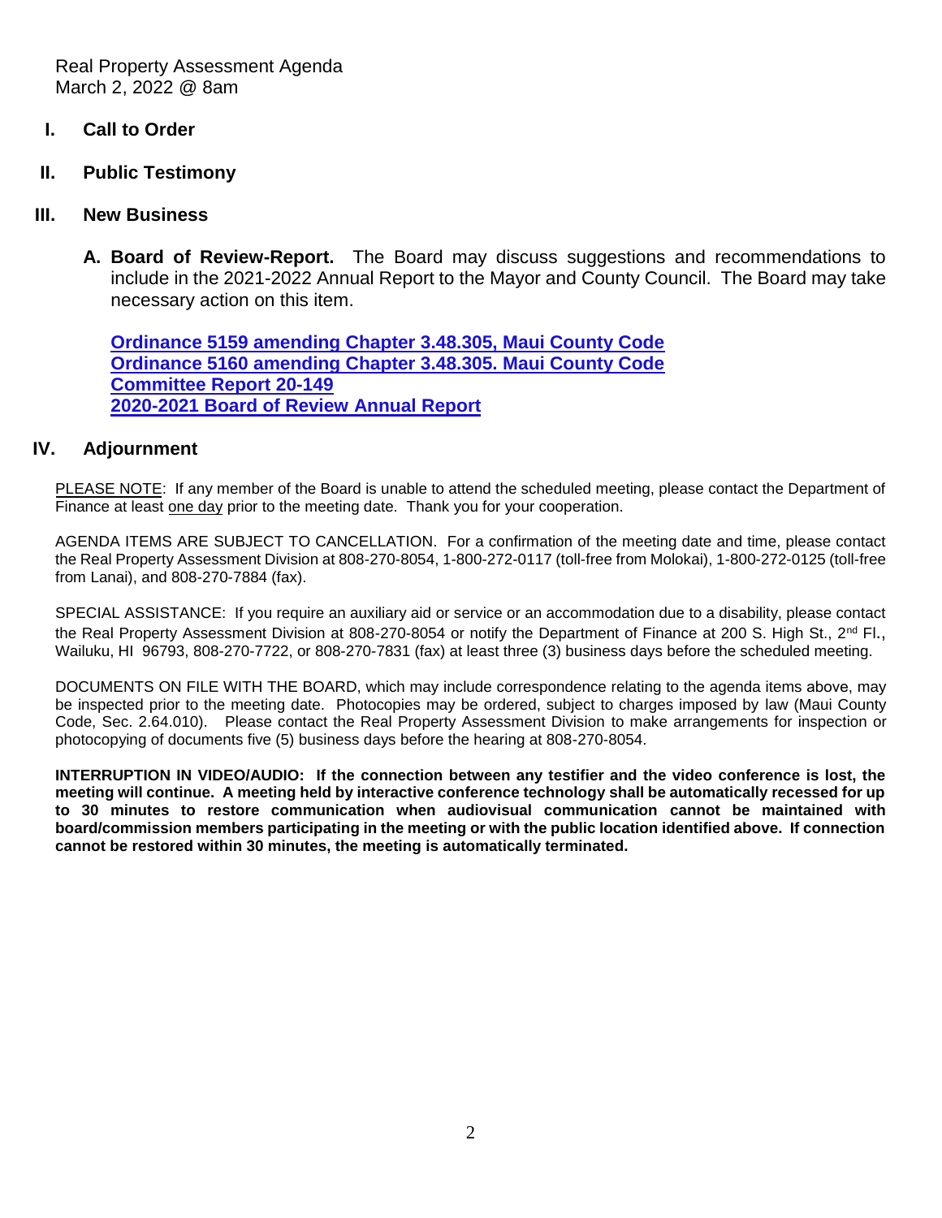Real Property Assessment Agenda
March 2, 2022 @ 8am

## I. Call to Order

## II. Public Testimony

## III. New Business

**A. Board of Review-Report.** The Board may discuss suggestions and recommendations to include in the 2021-2022 Annual Report to the Mayor and County Council. The Board may take necessary action on this item.

**Ordinance 5159 amending Chapter 3.48.305, Maui County Code**
**Ordinance 5160 amending Chapter 3.48.305. Maui County Code**
**Committee Report 20-149**
**2020-2021 Board of Review Annual Report**

## IV. Adjournment

PLEASE NOTE: If any member of the Board is unable to attend the scheduled meeting, please contact the Department of Finance at least one day prior to the meeting date. Thank you for your cooperation.

AGENDA ITEMS ARE SUBJECT TO CANCELLATION. For a confirmation of the meeting date and time, please contact the Real Property Assessment Division at 808-270-8054, 1-800-272-0117 (toll-free from Molokai), 1-800-272-0125 (toll-free from Lanai), and 808-270-7884 (fax).

SPECIAL ASSISTANCE: If you require an auxiliary aid or service or an accommodation due to a disability, please contact the Real Property Assessment Division at 808-270-8054 or notify the Department of Finance at 200 S. High St., 2nd Fl., Wailuku, HI 96793, 808-270-7722, or 808-270-7831 (fax) at least three (3) business days before the scheduled meeting.

DOCUMENTS ON FILE WITH THE BOARD, which may include correspondence relating to the agenda items above, may be inspected prior to the meeting date. Photocopies may be ordered, subject to charges imposed by law (Maui County Code, Sec. 2.64.010). Please contact the Real Property Assessment Division to make arrangements for inspection or photocopying of documents five (5) business days before the hearing at 808-270-8054.

**INTERRUPTION IN VIDEO/AUDIO: If the connection between any testifier and the video conference is lost, the meeting will continue. A meeting held by interactive conference technology shall be automatically recessed for up to 30 minutes to restore communication when audiovisual communication cannot be maintained with board/commission members participating in the meeting or with the public location identified above. If connection cannot be restored within 30 minutes, the meeting is automatically terminated.**